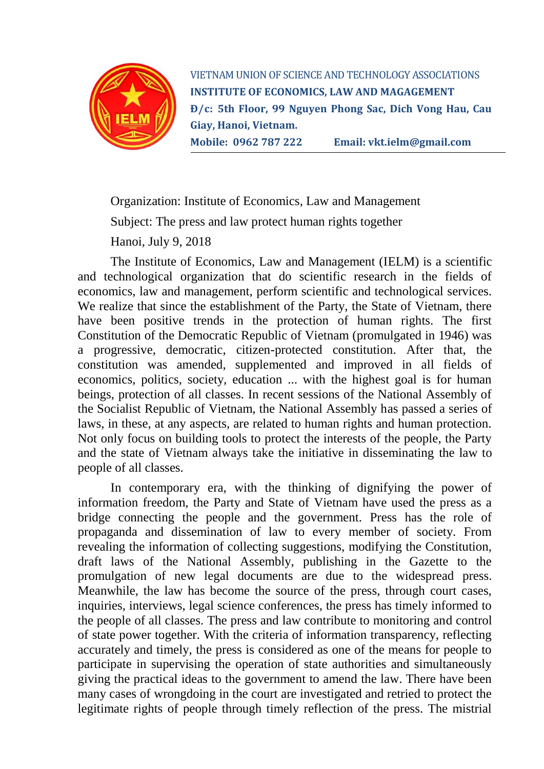VIETNAM UNION OF SCIENCE AND TECHNOLOGY ASSOCIATIONS

**INSTITUTE OF ECONOMICS, LAW AND MAGAGEMENT**

**Đ/c: 5th Floor, 99 Nguyen Phong Sac, Dich Vong Hau, Cau Giay, Hanoi, Vietnam.**

**Mobile: 0962 787 222 Email: vkt.ielm@gmail.com**

Organization: Institute of Economics, Law and Management

Subject: The press and law protect human rights together

Hanoi, July 9, 2018

The Institute of Economics, Law and Management (IELM) is a scientific and technological organization that do scientific research in the fields of economics, law and management, perform scientific and technological services. We realize that since the establishment of the Party, the State of Vietnam, there have been positive trends in the protection of human rights. The first Constitution of the Democratic Republic of Vietnam (promulgated in 1946) was a progressive, democratic, citizen-protected constitution. After that, the constitution was amended, supplemented and improved in all fields of economics, politics, society, education ... with the highest goal is for human beings, protection of all classes. In recent sessions of the National Assembly of the Socialist Republic of Vietnam, the National Assembly has passed a series of laws, in these, at any aspects, are related to human rights and human protection. Not only focus on building tools to protect the interests of the people, the Party and the state of Vietnam always take the initiative in disseminating the law to people of all classes.

In contemporary era, with the thinking of dignifying the power of information freedom, the Party and State of Vietnam have used the press as a bridge connecting the people and the government. Press has the role of propaganda and dissemination of law to every member of society. From revealing the information of collecting suggestions, modifying the Constitution, draft laws of the National Assembly, publishing in the Gazette to the promulgation of new legal documents are due to the widespread press. Meanwhile, the law has become the source of the press, through court cases, inquiries, interviews, legal science conferences, the press has timely informed to the people of all classes. The press and law contribute to monitoring and control of state power together. With the criteria of information transparency, reflecting accurately and timely, the press is considered as one of the means for people to participate in supervising the operation of state authorities and simultaneously giving the practical ideas to the government to amend the law. There have been many cases of wrongdoing in the court are investigated and retried to protect the legitimate rights of people through timely reflection of the press. The mistrial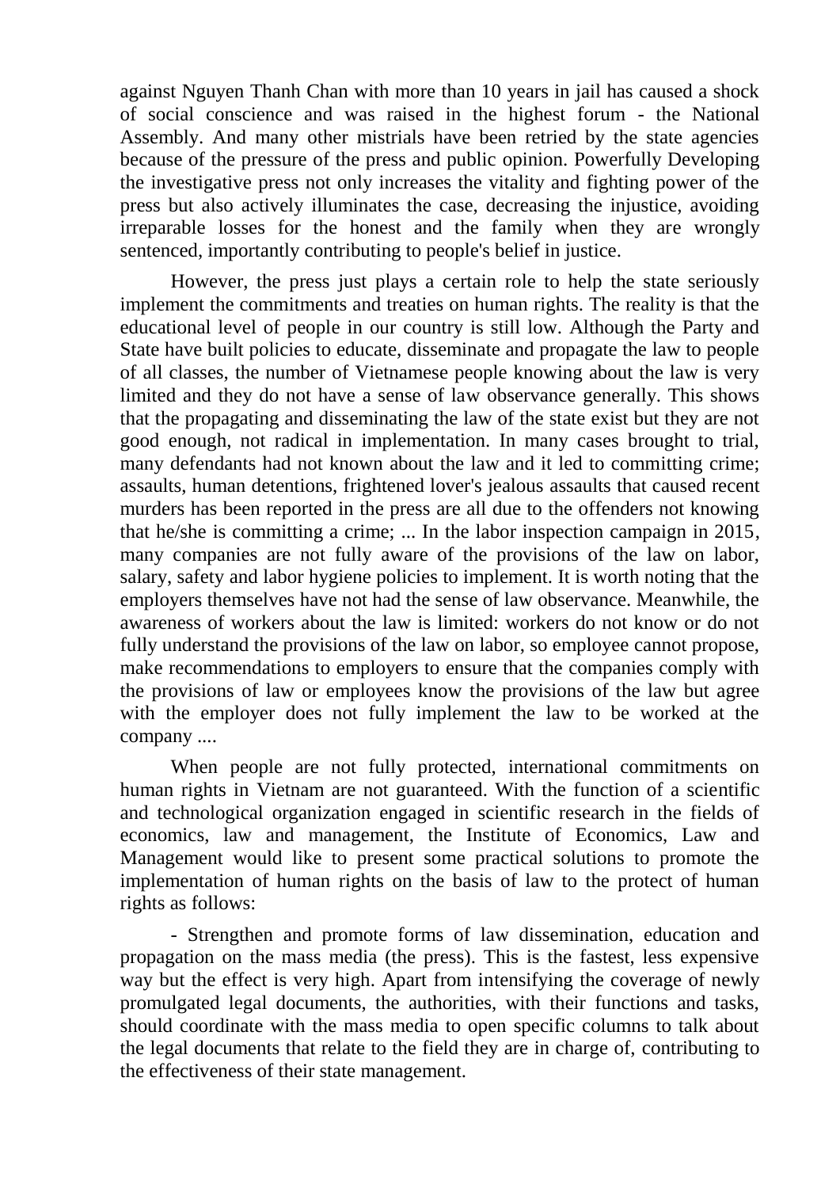against Nguyen Thanh Chan with more than 10 years in jail has caused a shock of social conscience and was raised in the highest forum - the National Assembly. And many other mistrials have been retried by the state agencies because of the pressure of the press and public opinion. Powerfully Developing the investigative press not only increases the vitality and fighting power of the press but also actively illuminates the case, decreasing the injustice, avoiding irreparable losses for the honest and the family when they are wrongly sentenced, importantly contributing to people's belief in justice.

However, the press just plays a certain role to help the state seriously implement the commitments and treaties on human rights. The reality is that the educational level of people in our country is still low. Although the Party and State have built policies to educate, disseminate and propagate the law to people of all classes, the number of Vietnamese people knowing about the law is very limited and they do not have a sense of law observance generally. This shows that the propagating and disseminating the law of the state exist but they are not good enough, not radical in implementation. In many cases brought to trial, many defendants had not known about the law and it led to committing crime; assaults, human detentions, frightened lover's jealous assaults that caused recent murders has been reported in the press are all due to the offenders not knowing that he/she is committing a crime; ... In the labor inspection campaign in 2015, many companies are not fully aware of the provisions of the law on labor, salary, safety and labor hygiene policies to implement. It is worth noting that the employers themselves have not had the sense of law observance. Meanwhile, the awareness of workers about the law is limited: workers do not know or do not fully understand the provisions of the law on labor, so employee cannot propose, make recommendations to employers to ensure that the companies comply with the provisions of law or employees know the provisions of the law but agree with the employer does not fully implement the law to be worked at the company ....

When people are not fully protected, international commitments on human rights in Vietnam are not guaranteed. With the function of a scientific and technological organization engaged in scientific research in the fields of economics, law and management, the Institute of Economics, Law and Management would like to present some practical solutions to promote the implementation of human rights on the basis of law to the protect of human rights as follows:

- Strengthen and promote forms of law dissemination, education and propagation on the mass media (the press). This is the fastest, less expensive way but the effect is very high. Apart from intensifying the coverage of newly promulgated legal documents, the authorities, with their functions and tasks, should coordinate with the mass media to open specific columns to talk about the legal documents that relate to the field they are in charge of, contributing to the effectiveness of their state management.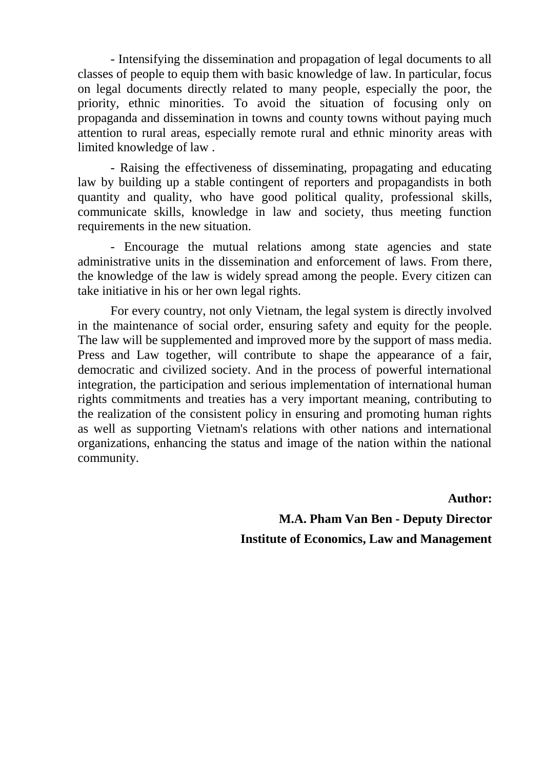- Intensifying the dissemination and propagation of legal documents to all classes of people to equip them with basic knowledge of law. In particular, focus on legal documents directly related to many people, especially the poor, the priority, ethnic minorities. To avoid the situation of focusing only on propaganda and dissemination in towns and county towns without paying much attention to rural areas, especially remote rural and ethnic minority areas with limited knowledge of law .

- Raising the effectiveness of disseminating, propagating and educating law by building up a stable contingent of reporters and propagandists in both quantity and quality, who have good political quality, professional skills, communicate skills, knowledge in law and society, thus meeting function requirements in the new situation.

- Encourage the mutual relations among state agencies and state administrative units in the dissemination and enforcement of laws. From there, the knowledge of the law is widely spread among the people. Every citizen can take initiative in his or her own legal rights.

For every country, not only Vietnam, the legal system is directly involved in the maintenance of social order, ensuring safety and equity for the people. The law will be supplemented and improved more by the support of mass media. Press and Law together, will contribute to shape the appearance of a fair, democratic and civilized society. And in the process of powerful international integration, the participation and serious implementation of international human rights commitments and treaties has a very important meaning, contributing to the realization of the consistent policy in ensuring and promoting human rights as well as supporting Vietnam's relations with other nations and international organizations, enhancing the status and image of the nation within the national community.

**Author:**

**M.A. Pham Van Ben - Deputy Director**

**Institute of Economics, Law and Management**